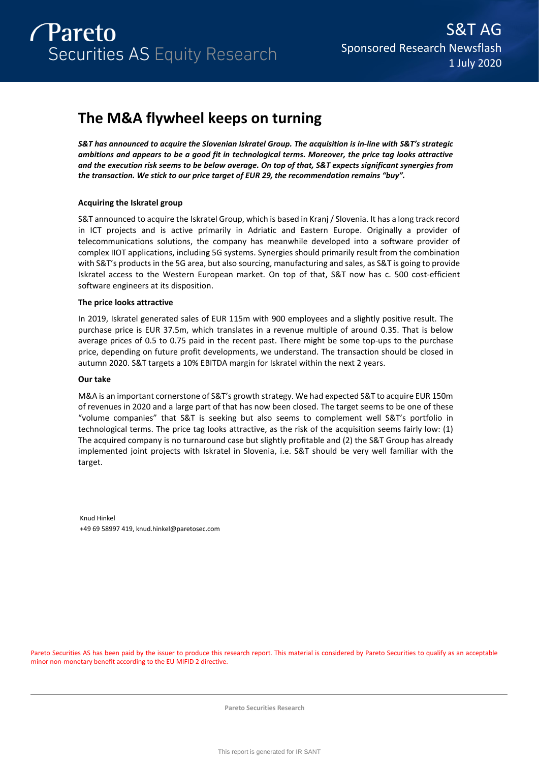Pareto Securities AS Equity Research

S&T AG
Sponsored Research Newsflash
1 July 2020

# The M&A flywheel keeps on turning

***S&T has announced to acquire the Slovenian Iskratel Group. The acquisition is in-line with S&T's strategic ambitions and appears to be a good fit in technological terms. Moreover, the price tag looks attractive and the execution risk seems to be below average. On top of that, S&T expects significant synergies from the transaction. We stick to our price target of EUR 29, the recommendation remains "buy".***

### Acquiring the Iskratel group

S&T announced to acquire the Iskratel Group, which is based in Kranj / Slovenia. It has a long track record in ICT projects and is active primarily in Adriatic and Eastern Europe. Originally a provider of telecommunications solutions, the company has meanwhile developed into a software provider of complex IIOT applications, including 5G systems. Synergies should primarily result from the combination with S&T's products in the 5G area, but also sourcing, manufacturing and sales, as S&T is going to provide Iskratel access to the Western European market. On top of that, S&T now has c. 500 cost-efficient software engineers at its disposition.

### The price looks attractive

In 2019, Iskratel generated sales of EUR 115m with 900 employees and a slightly positive result. The purchase price is EUR 37.5m, which translates in a revenue multiple of around 0.35. That is below average prices of 0.5 to 0.75 paid in the recent past. There might be some top-ups to the purchase price, depending on future profit developments, we understand. The transaction should be closed in autumn 2020. S&T targets a 10% EBITDA margin for Iskratel within the next 2 years.

### Our take

M&A is an important cornerstone of S&T's growth strategy. We had expected S&T to acquire EUR 150m of revenues in 2020 and a large part of that has now been closed. The target seems to be one of these "volume companies" that S&T is seeking but also seems to complement well S&T's portfolio in technological terms. The price tag looks attractive, as the risk of the acquisition seems fairly low: (1) The acquired company is no turnaround case but slightly profitable and (2) the S&T Group has already implemented joint projects with Iskratel in Slovenia, i.e. S&T should be very well familiar with the target.

Knud Hinkel
+49 69 58997 419, knud.hinkel@paretosec.com

Pareto Securities AS has been paid by the issuer to produce this research report. This material is considered by Pareto Securities to qualify as an acceptable minor non-monetary benefit according to the EU MIFID 2 directive.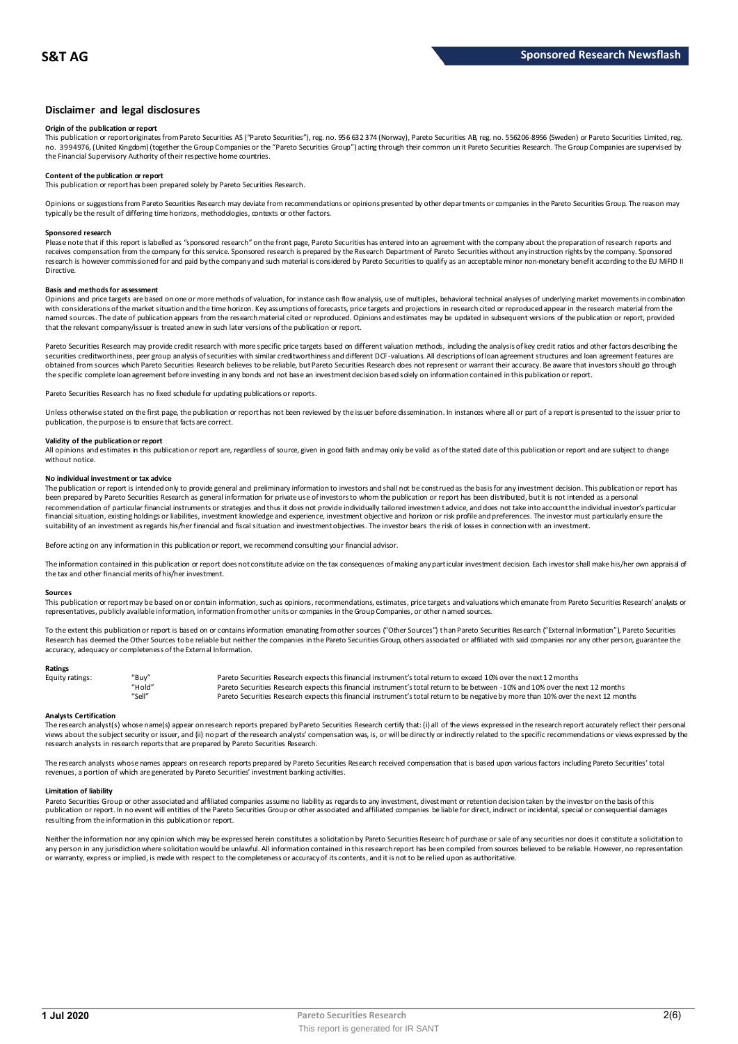## Disclaimer and legal disclosures

### Origin of the publication or report

This publication or report originates from Pareto Securities AS ("Pareto Securities"), reg. no. 956 632 374 (Norway), Pareto Securities AB, reg. no. 556206-8956 (Sweden) or Pareto Securities Limited, reg. no. 3994976, (United Kingdom) (together the Group Companies or the "Pareto Securities Group") acting through their common unit Pareto Securities Research. The Group Companies are supervised by the Financial Supervisory Authority of their respective home countries.

### Content of the publication or report

This publication or report has been prepared solely by Pareto Securities Research.

Opinions or suggestions from Pareto Securities Research may deviate from recommendations or opinions presented by other departments or companies in the Pareto Securities Group. The reason may typically be the result of differing time horizons, methodologies, contexts or other factors.

### Sponsored research

Please note that if this report is labelled as "sponsored research" on the front page, Pareto Securities has entered into an agreement with the company about the preparation of research reports and receives compensation from the company for this service. Sponsored research is prepared by the Research Department of Pareto Securities without any instruction rights by the company. Sponsored research is however commissioned for and paid by the company and such material is considered by Pareto Securities to qualify as an acceptable minor non-monetary benefit according to the EU MiFID II Directive.

### Basis and methods for assessment

Opinions and price targets are based on one or more methods of valuation, for instance cash flow analysis, use of multiples, behavioral technical analyses of underlying market movements in combination with considerations of the market situation and the time horizon. Key assumptions of forecasts, price targets and projections in research cited or reproduced appear in the research material from the named sources. The date of publication appears from the research material cited or reproduced. Opinions and estimates may be updated in subsequent versions of the publication or report, provided that the relevant company/issuer is treated anew in such later versions of the publication or report.

Pareto Securities Research may provide credit research with more specific price targets based on different valuation methods, including the analysis of key credit ratios and other factors describing the securities creditworthiness, peer group analysis of securities with similar creditworthiness and different DCF-valuations. All descriptions of loan agreement structures and loan agreement features are obtained from sources which Pareto Securities Research believes to be reliable, but Pareto Securities Research does not represent or warrant their accuracy. Be aware that investors should go through the specific complete loan agreement before investing in any bonds and not base an investment decision based solely on information contained in this publication or report.

Pareto Securities Research has no fixed schedule for updating publications or reports.

Unless otherwise stated on the first page, the publication or report has not been reviewed by the issuer before dissemination. In instances where all or part of a report is presented to the issuer prior to publication, the purpose is to ensure that facts are correct.

### Validity of the publication or report

All opinions and estimates in this publication or report are, regardless of source, given in good faith and may only be valid as of the stated date of this publication or report and are subject to change without notice.

### No individual investment or tax advice

The publication or report is intended only to provide general and preliminary information to investors and shall not be construed as the basis for any investment decision. This publication or report has been prepared by Pareto Securities Research as general information for private use of investors to whom the publication or report has been distributed, but it is not intended as a personal recommendation of particular financial instruments or strategies and thus it does not provide individually tailored investment advice, and does not take into account the individual investor's particular financial situation, existing holdings or liabilities, investment knowledge and experience, investment objective and horizon or risk profile and preferences. The investor must particularly ensure the suitability of an investment as regards his/her financial and fiscal situation and investment objectives. The investor bears the risk of losses in connection with an investment.

Before acting on any information in this publication or report, we recommend consulting your financial advisor.

The information contained in this publication or report does not constitute advice on the tax consequences of making any particular investment decision. Each investor shall make his/her own appraisal of the tax and other financial merits of his/her investment.

### Sources

This publication or report may be based on or contain information, such as opinions, recommendations, estimates, price targets and valuations which emanate from Pareto Securities Research' analysts or representatives, publicly available information, information from other units or companies in the Group Companies, or other named sources.

To the extent this publication or report is based on or contains information emanating from other sources ("Other Sources") than Pareto Securities Research ("External Information"), Pareto Securities Research has deemed the Other Sources to be reliable but neither the companies in the Pareto Securities Group, others associated or affiliated with said companies nor any other person, guarantee the accuracy, adequacy or completeness of the External Information.

### Ratings

| | | |
|---|---|---|
| Equity ratings: | "Buy" | Pareto Securities Research expects this financial instrument's total return to exceed 10% over the next 12 months |
| | "Hold" | Pareto Securities Research expects this financial instrument's total return to be between -10% and 10% over the next 12 months |
| | "Sell" | Pareto Securities Research expects this financial instrument's total return to be negative by more than 10% over the next 12 months |

### Analysts Certification

The research analyst(s) whose name(s) appear on research reports prepared by Pareto Securities Research certify that: (i) all of the views expressed in the research report accurately reflect their personal views about the subject security or issuer, and (ii) no part of the research analysts' compensation was, is, or will be directly or indirectly related to the specific recommendations or views expressed by the research analysts in research reports that are prepared by Pareto Securities Research.

The research analysts whose names appears on research reports prepared by Pareto Securities Research received compensation that is based upon various factors including Pareto Securities' total revenues, a portion of which are generated by Pareto Securities' investment banking activities.

### Limitation of liability

Pareto Securities Group or other associated and affiliated companies assume no liability as regards to any investment, divestment or retention decision taken by the investor on the basis of this publication or report. In no event will entities of the Pareto Securities Group or other associated and affiliated companies be liable for direct, indirect or incidental, special or consequential damages resulting from the information in this publication or report.

Neither the information nor any opinion which may be expressed herein constitutes a solicitation by Pareto Securities Research of purchase or sale of any securities nor does it constitute a solicitation to any person in any jurisdiction where solicitation would be unlawful. All information contained in this research report has been compiled from sources believed to be reliable. However, no representation or warranty, express or implied, is made with respect to the completeness or accuracy of its contents, and it is not to be relied upon as authoritative.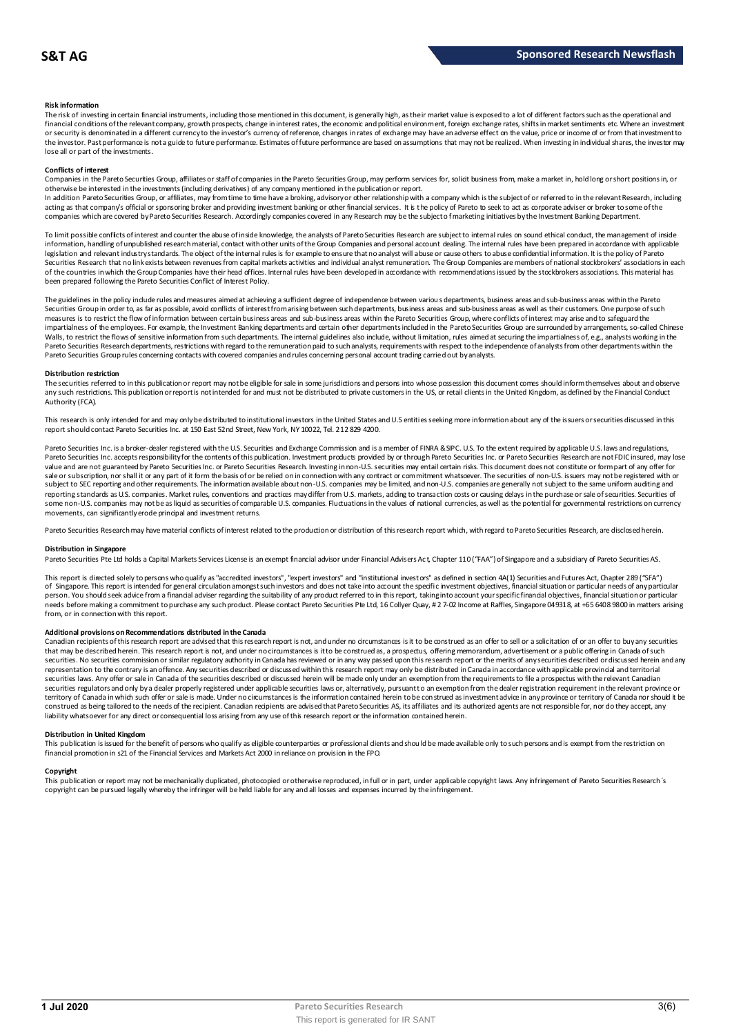**Risk information**

The risk of investing in certain financial instruments, including those mentioned in this document, is generally high, as their market value is exposed to a lot of different factors such as the operational and financial conditions of the relevant company, growth prospects, change in interest rates, the economic and political environment, foreign exchange rates, shifts in market sentiments etc. Where an investment or security is denominated in a different currency to the investor's currency of reference, changes in rates of exchange may have an adverse effect on the value, price or income of or from that investment to the investor. Past performance is not a guide to future performance. Estimates of future performance are based on assumptions that may not be realized. When investing in individual shares, the investor may lose all or part of the investments.

**Conflicts of interest**

Companies in the Pareto Securities Group, affiliates or staff of companies in the Pareto Securities Group, may perform services for, solicit business from, make a market in, hold long or short positions in, or otherwise be interested in the investments (including derivatives) of any company mentioned in the publication or report.

In addition Pareto Securities Group, or affiliates, may from time to time have a broking, advisory or other relationship with a company which is the subject of or referred to in the relevant Research, including acting as that company's official or sponsoring broker and providing investment banking or other financial services. It is the policy of Pareto to seek to act as corporate adviser or broker to some of the companies which are covered by Pareto Securities Research. Accordingly companies covered in any Research may be the subject of marketing initiatives by the Investment Banking Department.

To limit possible conflicts of interest and counter the abuse of inside knowledge, the analysts of Pareto Securities Research are subject to internal rules on sound ethical conduct, the management of inside information, handling of unpublished research material, contact with other units of the Group Companies and personal account dealing. The internal rules have been prepared in accordance with applicable legislation and relevant industry standards. The object of the internal rules is for example to ensure that no analyst will abuse or cause others to abuse confidential information. It is the policy of Pareto Securities Research that no link exists between revenues from capital markets activities and individual analyst remuneration. The Group Companies are members of national stockbrokers' associations in each of the countries in which the Group Companies have their head offices. Internal rules have been developed in accordance with recommendations issued by the stockbrokers associations. This material has been prepared following the Pareto Securities Conflict of Interest Policy.

The guidelines in the policy include rules and measures aimed at achieving a sufficient degree of independence between various departments, business areas and sub-business areas within the Pareto Securities Group in order to, as far as possible, avoid conflicts of interest from arising between such departments, business areas and sub-business areas as well as their customers. One purpose of such measures is to restrict the flow of information between certain business areas and sub-business areas within the Pareto Securities Group, where conflicts of interest may arise and to safeguard the impartialness of the employees. For example, the Investment Banking departments and certain other departments included in the Pareto Securities Group are surrounded by arrangements, so-called Chinese Walls, to restrict the flows of sensitive information from such departments. The internal guidelines also include, without limitation, rules aimed at securing the impartialness of, e.g., analysts working in the Pareto Securities Research departments, restrictions with regard to the remuneration paid to such analysts, requirements with respect to the independence of analysts from other departments within the Pareto Securities Group rules concerning contacts with covered companies and rules concerning personal account trading carried out by analysts.

**Distribution restriction**

The securities referred to in this publication or report may not be eligible for sale in some jurisdictions and persons into whose possession this document comes should inform themselves about and observe any such restrictions. This publication or report is not intended for and must not be distributed to private customers in the US, or retail clients in the United Kingdom, as defined by the Financial Conduct Authority (FCA).

This research is only intended for and may only be distributed to institutional investors in the United States and U.S entities seeking more information about any of the issuers or securities discussed in this report should contact Pareto Securities Inc. at 150 East 52nd Street, New York, NY 10022, Tel. 212 829 4200.

Pareto Securities Inc. is a broker-dealer registered with the U.S. Securities and Exchange Commission and is a member of FINRA & SIPC. U.S. To the extent required by applicable U.S. laws and regulations, Pareto Securities Inc. accepts responsibility for the contents of this publication. Investment products provided by or through Pareto Securities Inc. or Pareto Securities Research are not FDIC insured, may lose value and are not guaranteed by Pareto Securities Inc. or Pareto Securities Research. Investing in non-U.S. securities may entail certain risks. This document does not constitute or form part of any offer for sale or subscription, nor shall it or any part of it form the basis of or be relied on in connection with any contract or commitment whatsoever. The securities of non-U.S. issuers may not be registered with or subject to SEC reporting and other requirements. The information available about non-U.S. companies may be limited, and non-U.S. companies are generally not subject to the same uniform auditing and reporting standards as U.S. companies. Market rules, conventions and practices may differ from U.S. markets, adding to transaction costs or causing delays in the purchase or sale of securities. Securities of some non-U.S. companies may not be as liquid as securities of comparable U.S. companies. Fluctuations in the values of national currencies, as well as the potential for governmental restrictions on currency movements, can significantly erode principal and investment returns.

Pareto Securities Research may have material conflicts of interest related to the production or distribution of this research report which, with regard to Pareto Securities Research, are disclosed herein.

**Distribution in Singapore**

Pareto Securities Pte Ltd holds a Capital Markets Services License is an exempt financial advisor under Financial Advisers Act, Chapter 110 ("FAA") of Singapore and a subsidiary of Pareto Securities AS.

This report is directed solely to persons who qualify as "accredited investors", "expert investors" and "institutional investors" as defined in section 4A(1) Securities and Futures Act, Chapter 289 ("SFA") of Singapore. This report is intended for general circulation amongst such investors and does not take into account the specific investment objectives, financial situation or particular needs of any particular person. You should seek advice from a financial adviser regarding the suitability of any product referred to in this report, taking into account your specific financial objectives, financial situation or particular needs before making a commitment to purchase any such product. Please contact Pareto Securities Pte Ltd, 16 Collyer Quay, # 2 7-02 Income at Raffles, Singapore 049318, at +65 6408 9800 in matters arising from, or in connection with this report.

**Additional provisions on Recommendations distributed in the Canada**

Canadian recipients of this research report are advised that this research report is not, and under no circumstances is it to be construed as an offer to sell or a solicitation of or an offer to buy any securities that may be described herein. This research report is not, and under no circumstances is it to be construed as, a prospectus, offering memorandum, advertisement or a public offering in Canada of such securities. No securities commission or similar regulatory authority in Canada has reviewed or in any way passed upon this research report or the merits of any securities described or discussed herein and any representation to the contrary is an offence. Any securities described or discussed within this research report may only be distributed in Canada in accordance with applicable provincial and territorial securities laws. Any offer or sale in Canada of the securities described or discussed herein will be made only under an exemption from the requirements to file a prospectus with the relevant Canadian securities regulators and only by a dealer properly registered under applicable securities laws or, alternatively, pursuant to an exemption from the dealer registration requirement in the relevant province or territory of Canada in which such offer or sale is made. Under no circumstances is the information contained herein to be construed as investment advice in any province or territory of Canada nor should it be construed as being tailored to the needs of the recipient. Canadian recipients are advised that Pareto Securities AS, its affiliates and its authorized agents are not responsible for, nor do they accept, any liability whatsoever for any direct or consequential loss arising from any use of this research report or the information contained herein.

**Distribution in United Kingdom**

This publication is issued for the benefit of persons who qualify as eligible counterparties or professional clients and should be made available only to such persons and is exempt from the restriction on financial promotion in s21 of the Financial Services and Markets Act 2000 in reliance on provision in the FPO.

**Copyright**

This publication or report may not be mechanically duplicated, photocopied or otherwise reproduced, in full or in part, under applicable copyright laws. Any infringement of Pareto Securities Research´s copyright can be pursued legally whereby the infringer will be held liable for any and all losses and expenses incurred by the infringement.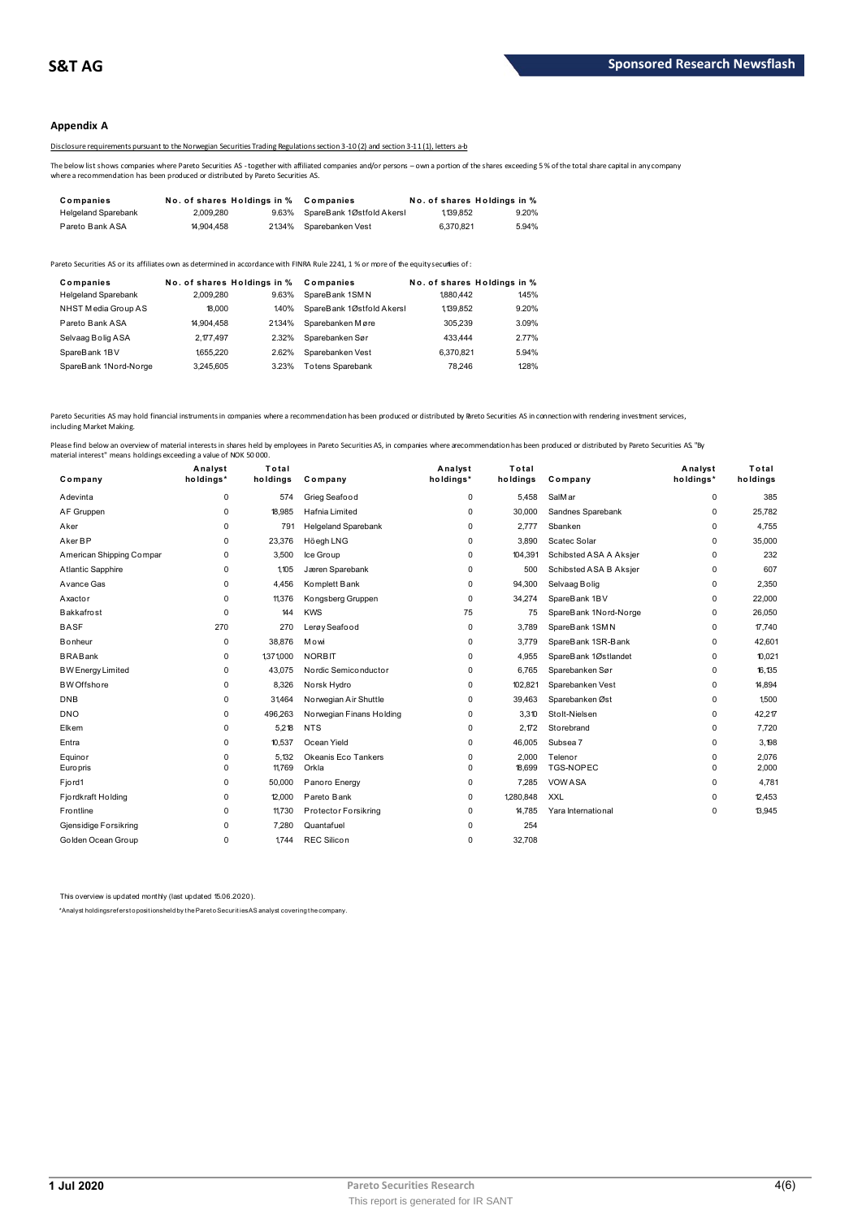## Appendix A

Disclosure requirements pursuant to the Norwegian Securities Trading Regulations section 3-10 (2) and section 3-11 (1), letters a-b

The below list shows companies where Pareto Securities AS - together with affiliated companies and/or persons – own a portion of the shares exceeding 5 % of the total share capital in any company where a recommendation has been produced or distributed by Pareto Securities AS.

| Companies | No. of shares | Holdings in % | Companies | No. of shares | Holdings in % |
|---|---|---|---|---|---|
| Helgeland Sparebank | 2,009,280 | 9.63% | SpareBank 1Østfold Akersl | 1,139,852 | 9.20% |
| Pareto Bank ASA | 14,904,458 | 21.34% | Sparebanken Vest | 6,370,821 | 5.94% |

Pareto Securities AS or its affiliates own as determined in accordance with FINRA Rule 2241, 1 % or more of the equity securities of :

| Companies | No. of shares | Holdings in % | Companies | No. of shares | Holdings in % |
|---|---|---|---|---|---|
| Helgeland Sparebank | 2,009,280 | 9.63% | SpareBank 1SMN | 1,880,442 | 1.45% |
| NHST Media Group AS | 18,000 | 1.40% | SpareBank 1Østfold Akersl | 1,139,852 | 9.20% |
| Pareto Bank ASA | 14,904,458 | 21.34% | Sparebanken Møre | 305,239 | 3.09% |
| Selvaag Bolig ASA | 2,177,497 | 2.32% | Sparebanken Sør | 433,444 | 2.77% |
| SpareBank 1BV | 1,655,220 | 2.62% | Sparebanken Vest | 6,370,821 | 5.94% |
| SpareBank 1Nord-Norge | 3,245,605 | 3.23% | Totens Sparebank | 78,246 | 1.28% |

Pareto Securities AS may hold financial instruments in companies where a recommendation has been produced or distributed by Pareto Securities AS in connection with rendering investment services, including Market Making.

Please find below an overview of material interests in shares held by employees in Pareto Securities AS, in companies where a recommendation has been produced or distributed by Pareto Securities AS. "By material interest" means holdings exceeding a value of NOK 50 000.

| Company | Analyst holdings* | Total holdings | Company | Analyst holdings* | Total holdings | Company | Analyst holdings* | Total holdings |
|---|---|---|---|---|---|---|---|---|
| Adevinta | 0 | 574 | Grieg Seafood | 0 | 5,458 | SalMar | 0 | 385 |
| AF Gruppen | 0 | 18,985 | Hafnia Limited | 0 | 30,000 | Sandnes Sparebank | 0 | 25,782 |
| Aker | 0 | 791 | Helgeland Sparebank | 0 | 2,777 | Sbanken | 0 | 4,755 |
| Aker BP | 0 | 23,376 | Höegh LNG | 0 | 3,890 | Scatec Solar | 0 | 35,000 |
| American Shipping Compar | 0 | 3,500 | Ice Group | 0 | 104,391 | Schibsted ASA A Aksjer | 0 | 232 |
| Atlantic Sapphire | 0 | 1,105 | Jæren Sparebank | 0 | 500 | Schibsted ASA B Aksjer | 0 | 607 |
| Avance Gas | 0 | 4,456 | Komplett Bank | 0 | 94,300 | Selvaag Bolig | 0 | 2,350 |
| Axactor | 0 | 11,376 | Kongsberg Gruppen | 0 | 34,274 | SpareBank 1BV | 0 | 22,000 |
| Bakkafrost | 0 | 144 | KWS | 75 | 75 | SpareBank 1Nord-Norge | 0 | 26,050 |
| BASF | 270 | 270 | Lerøy Seafood | 0 | 3,789 | SpareBank 1SMN | 0 | 17,740 |
| Bonheur | 0 | 38,876 | Mowi | 0 | 3,779 | SpareBank 1SR-Bank | 0 | 42,601 |
| BRABank | 0 | 1,371,000 | NORBIT | 0 | 4,955 | SpareBank 1Østlandet | 0 | 10,021 |
| BW Energy Limited | 0 | 43,075 | Nordic Semiconductor | 0 | 6,765 | Sparebanken Sør | 0 | 16,135 |
| BW Offshore | 0 | 8,326 | Norsk Hydro | 0 | 102,821 | Sparebanken Vest | 0 | 14,894 |
| DNB | 0 | 31,464 | Norwegian Air Shuttle | 0 | 39,463 | Sparebanken Øst | 0 | 1,500 |
| DNO | 0 | 496,263 | Norwegian Finans Holding | 0 | 3,310 | Stolt-Nielsen | 0 | 42,217 |
| Elkem | 0 | 5,218 | NTS | 0 | 2,172 | Storebrand | 0 | 7,720 |
| Entra | 0 | 10,537 | Ocean Yield | 0 | 46,005 | Subsea 7 | 0 | 3,198 |
| Equinor | 0 | 5,132 | Okeanis Eco Tankers | 0 | 2,000 | Telenor | 0 | 2,076 |
| Europris | 0 | 11,769 | Orkla | 0 | 18,699 | TGS-NOPEC | 0 | 2,000 |
| Fjord1 | 0 | 50,000 | Panoro Energy | 0 | 7,285 | VOW ASA | 0 | 4,781 |
| Fjordkraft Holding | 0 | 12,000 | Pareto Bank | 0 | 1,280,848 | XXL | 0 | 12,453 |
| Frontline | 0 | 11,730 | Protector Forsikring | 0 | 14,785 | Yara International | 0 | 13,945 |
| Gjensidige Forsikring | 0 | 7,280 | Quantafuel | 0 | 254 | | | |
| Golden Ocean Group | 0 | 1,744 | REC Silicon | 0 | 32,708 | | | |

This overview is updated monthly (last updated 15.06.2020).

*Analyst holdings refers to positions held by the Pareto Securities AS analyst covering the company.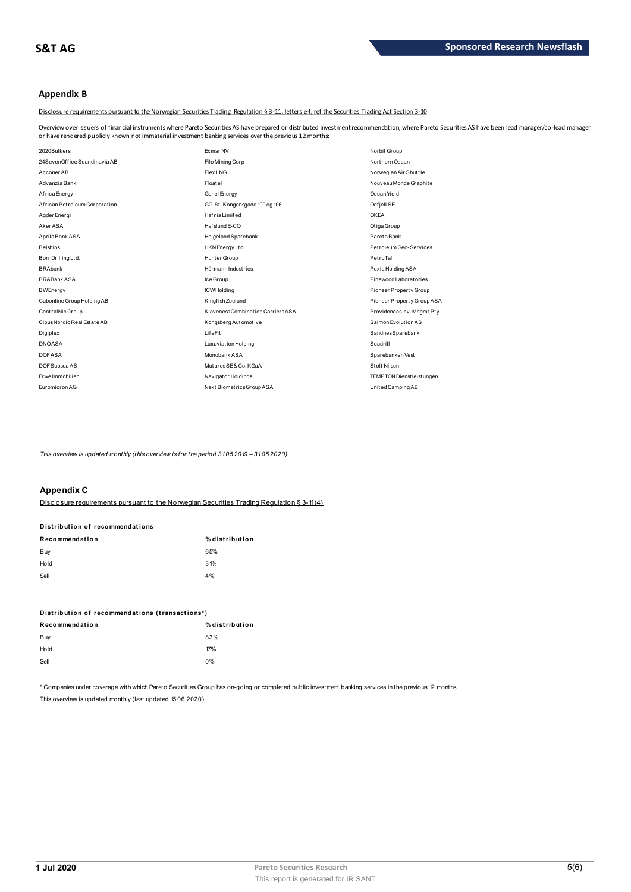## Appendix B

Disclosure requirements pursuant to the Norwegian Securities Trading Regulation § 3-11, letters e-f, ref the Securities Trading Act Section 3-10

Overview over issuers of financial instruments where Pareto Securities AS have prepared or distributed investment recommendation, where Pareto Securities AS have been lead manager/co-lead manager or have rendered publicly known not immaterial investment banking services over the previous 12 months:

| | | |
|---|---|---|
| 2020Bulkers | Exmar NV | Norbit Group |
| 24SevenOffice Scandinavia AB | Filo Mining Corp | Northern Ocean |
| Acconer AB | Flex LNG | Norwegian Air Shuttle |
| Advanzia Bank | Floatel | Nouveau Monde Graphite |
| Africa Energy | Genel Energy | Ocean Yield |
| African Petroleum Corporation | GG. St. Kongensgade 100 og 106 | Odfjell SE |
| Agder Energi | Hafnia Limited | OKEA |
| Aker ASA | Hafslund E-CO | Otiga Group |
| Aprila Bank ASA | Helgeland Sparebank | Pareto Bank |
| Belships | HKN Energy Ltd | Petroleum Geo-Services |
| Borr Drilling Ltd. | Hunter Group | PetroTal |
| BRAbank | Hörmann Industries | Pexip Holding ASA |
| BRABank ASA | Ice Group | Pinewood Laboratories |
| BWEnergy | ICWHolding | Pioneer Property Group |
| Cabonline Group Holding AB | Kingfish Zeeland | Pioneer Property Group ASA |
| CentralNic Group | Klaveness Combination Carriers ASA | Providences Inv. Mngmt Pty |
| Cibus Nordic Real Estate AB | Kongsberg Automotive | Salmon Evolution AS |
| Digiplex | LifeFit | Sandnes Sparebank |
| DNO ASA | Luxaviation Holding | Seadrill |
| DOF ASA | Monobank ASA | Sparebanken Vest |
| DOF Subsea AS | Mutares SE & Co. KGaA | Stolt Nilsen |
| Erwe Immobilien | Navigator Holdings | TEMPTON Dienstleistungen |
| Euromicron AG | Next Biometrics Group ASA | United Camping AB |

*This overview is updated monthly (this overview is for the period 31.05.2019 – 31.05.2020).*

## Appendix C

Disclosure requirements pursuant to the Norwegian Securities Trading Regulation § 3-11(4)

**Distribution of recommendations**

| Recommendation | % distribution |
|---|---|
| Buy | 65% |
| Hold | 31% |
| Sell | 4% |

**Distribution of recommendations (transactions*)**

| Recommendation | % distribution |
|---|---|
| Buy | 83% |
| Hold | 17% |
| Sell | 0% |

* Companies under coverage with which Pareto Securities Group has on-going or completed public investment banking services in the previous 12 months

This overview is updated monthly (last updated 15.06.2020).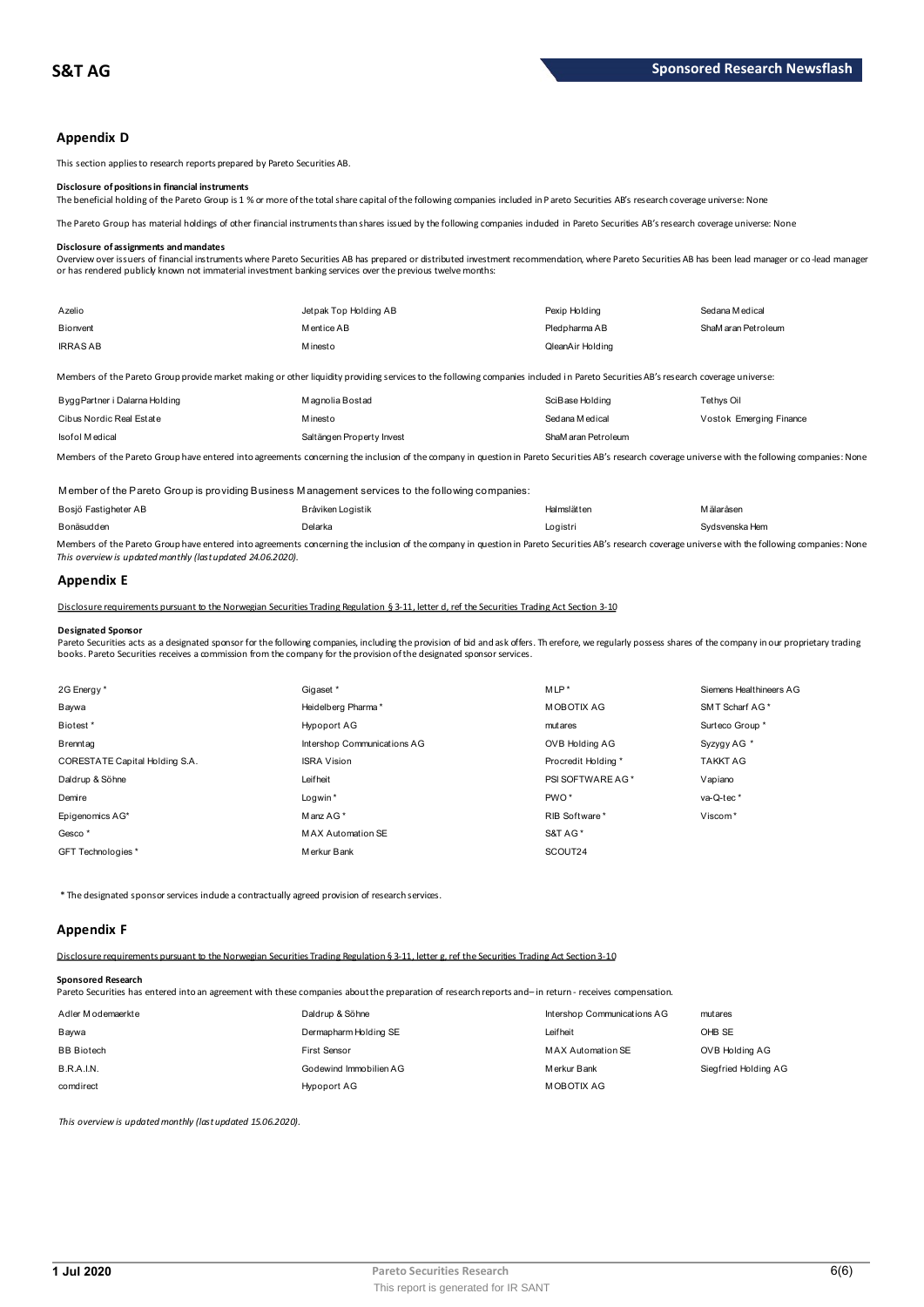## Appendix D

This section applies to research reports prepared by Pareto Securities AB.

**Disclosure of positions in financial instruments**

The beneficial holding of the Pareto Group is 1 % or more of the total share capital of the following companies included in Pareto Securities AB's research coverage universe: None

The Pareto Group has material holdings of other financial instruments than shares issued by the following companies included in Pareto Securities AB's research coverage universe: None

**Disclosure of assignments and mandates**

Overview over issuers of financial instruments where Pareto Securities AB has prepared or distributed investment recommendation, where Pareto Securities AB has been lead manager or co-lead manager or has rendered publicly known not immaterial investment banking services over the previous twelve months:

| | | | |
|---|---|---|---|
| Azelio | Jetpak Top Holding AB | Pexip Holding | Sedana Medical |
| Bionvent | Mentice AB | Pledpharma AB | ShaMaran Petroleum |
| IRRAS AB | Minesto | QleanAir Holding | |

Members of the Pareto Group provide market making or other liquidity providing services to the following companies included in Pareto Securities AB's research coverage universe:

| | | | |
|---|---|---|---|
| ByggPartner i Dalarna Holding | Magnolia Bostad | SciBase Holding | Tethys Oil |
| Cibus Nordic Real Estate | Minesto | Sedana Medical | Vostok Emerging Finance |
| Isofol Medical | Saltängen Property Invest | ShaMaran Petroleum | |

Members of the Pareto Group have entered into agreements concerning the inclusion of the company in question in Pareto Securities AB's research coverage universe with the following companies: None

Member of the Pareto Group is providing Business Management services to the following companies:

| | | | |
|---|---|---|---|
| Bosjö Fastigheter AB | Bråviken Logistik | Halmslätten | Mälaråsen |
| Bonäsudden | Delarka | Logistri | Sydsvenska Hem |

Members of the Pareto Group have entered into agreements concerning the inclusion of the company in question in Pareto Securities AB's research coverage universe with the following companies: None

*This overview is updated monthly (last updated 24.06.2020).*

## Appendix E

Disclosure requirements pursuant to the Norwegian Securities Trading Regulation § 3-11, letter d, ref the Securities Trading Act Section 3-10

**Designated Sponsor**

Pareto Securities acts as a designated sponsor for the following companies, including the provision of bid and ask offers. Therefore, we regularly possess shares of the company in our proprietary trading books. Pareto Securities receives a commission from the company for the provision of the designated sponsor services.

| | | | |
|---|---|---|---|
| 2G Energy * | Gigaset * | MLP * | Siemens Healthineers AG |
| Baywa | Heidelberg Pharma * | MOBOTIX AG | SMT Scharf AG * |
| Biotest * | Hypoport AG | mutares | Surteco Group * |
| Brenntag | Intershop Communications AG | OVB Holding AG | Syzygy AG * |
| CORESTATE Capital Holding S.A. | ISRA Vision | Procredit Holding * | TAKKT AG |
| Daldrup & Söhne | Leifheit | PSI SOFTWARE AG * | Vapiano |
| Demire | Logwin * | PWO * | va-Q-tec * |
| Epigenomics AG* | Manz AG * | RIB Software * | Viscom * |
| Gesco * | MAX Automation SE | S&T AG * | |
| GFT Technologies * | Merkur Bank | SCOUT24 | |

\* The designated sponsor services include a contractually agreed provision of research services.

## Appendix F

Disclosure requirements pursuant to the Norwegian Securities Trading Regulation § 3-11, letter g, ref the Securities Trading Act Section 3-10

**Sponsored Research**

Pareto Securities has entered into an agreement with these companies about the preparation of research reports and– in return - receives compensation.

| | | | |
|---|---|---|---|
| Adler Modemaerkte | Daldrup & Söhne | Intershop Communications AG | mutares |
| Baywa | Dermapharm Holding SE | Leifheit | OHB SE |
| BB Biotech | First Sensor | MAX Automation SE | OVB Holding AG |
| B.R.A.I.N. | Godewind Immobilien AG | Merkur Bank | Siegfried Holding AG |
| comdirect | Hypoport AG | MOBOTIX AG | |

*This overview is updated monthly (last updated 15.06.2020).*